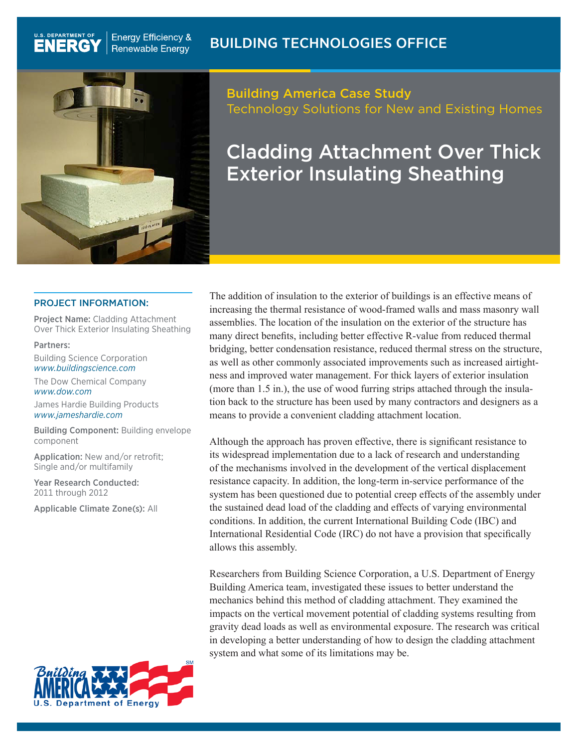U.S. DEPARTMENT OF ENERGY | Energy Efficiency & Renewable Energy

BUILDING TECHNOLOGIES OFFICE

Building America Case Study
Technology Solutions for New and Existing Homes

# Cladding Attachment Over Thick Exterior Insulating Sheathing

## PROJECT INFORMATION:

**Project Name:** Cladding Attachment Over Thick Exterior Insulating Sheathing

**Partners:**

Building Science Corporation
*www.buildingscience.com*

The Dow Chemical Company
*www.dow.com*

James Hardie Building Products
*www.jameshardie.com*

**Building Component:** Building envelope component

**Application:** New and/or retrofit; Single and/or multifamily

**Year Research Conducted:** 2011 through 2012

**Applicable Climate Zone(s):** All

The addition of insulation to the exterior of buildings is an effective means of increasing the thermal resistance of wood-framed walls and mass masonry wall assemblies. The location of the insulation on the exterior of the structure has many direct benefits, including better effective R-value from reduced thermal bridging, better condensation resistance, reduced thermal stress on the structure, as well as other commonly associated improvements such as increased airtightness and improved water management. For thick layers of exterior insulation (more than 1.5 in.), the use of wood furring strips attached through the insulation back to the structure has been used by many contractors and designers as a means to provide a convenient cladding attachment location.

Although the approach has proven effective, there is significant resistance to its widespread implementation due to a lack of research and understanding of the mechanisms involved in the development of the vertical displacement resistance capacity. In addition, the long-term in-service performance of the system has been questioned due to potential creep effects of the assembly under the sustained dead load of the cladding and effects of varying environmental conditions. In addition, the current International Building Code (IBC) and International Residential Code (IRC) do not have a provision that specifically allows this assembly.

Researchers from Building Science Corporation, a U.S. Department of Energy Building America team, investigated these issues to better understand the mechanics behind this method of cladding attachment. They examined the impacts on the vertical movement potential of cladding systems resulting from gravity dead loads as well as environmental exposure. The research was critical in developing a better understanding of how to design the cladding attachment system and what some of its limitations may be.

Building America℠ U.S. Department of Energy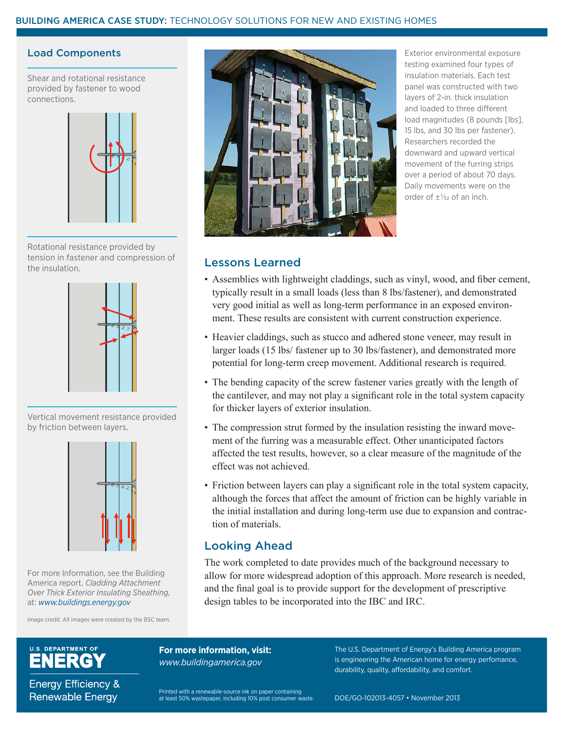## Load Components

Shear and rotational resistance provided by fastener to wood connections.

Rotational resistance provided by tension in fastener and compression of the insulation.

Vertical movement resistance provided by friction between layers.

For more Information, see the Building America report, *Cladding Attachment Over Thick Exterior Insulating Sheathing,* at: *www.buildings.energy.gov*

Image credit: All images were created by the BSC team.

Exterior environmental exposure testing examined four types of insulation materials. Each test panel was constructed with two layers of 2-in. thick insulation and loaded to three different load magnitudes (8 pounds [lbs], 15 lbs, and 30 lbs per fastener). Researchers recorded the downward and upward vertical movement of the furring strips over a period of about 70 days. Daily movements were on the order of ±1⁄32 of an inch.

## Lessons Learned

- Assemblies with lightweight claddings, such as vinyl, wood, and fiber cement, typically result in a small loads (less than 8 lbs/fastener), and demonstrated very good initial as well as long-term performance in an exposed environment. These results are consistent with current construction experience.
- Heavier claddings, such as stucco and adhered stone veneer, may result in larger loads (15 lbs/ fastener up to 30 lbs/fastener), and demonstrated more potential for long-term creep movement. Additional research is required.
- The bending capacity of the screw fastener varies greatly with the length of the cantilever, and may not play a significant role in the total system capacity for thicker layers of exterior insulation.
- The compression strut formed by the insulation resisting the inward movement of the furring was a measurable effect. Other unanticipated factors affected the test results, however, so a clear measure of the magnitude of the effect was not achieved.
- Friction between layers can play a significant role in the total system capacity, although the forces that affect the amount of friction can be highly variable in the initial installation and during long-term use due to expansion and contraction of materials.

## Looking Ahead

The work completed to date provides much of the background necessary to allow for more widespread adoption of this approach. More research is needed, and the final goal is to provide support for the development of prescriptive design tables to be incorporated into the IBC and IRC.

U.S. DEPARTMENT OF ENERGY

Energy Efficiency & Renewable Energy

**For more information, visit:**
*www.buildingamerica.gov*

Printed with a renewable-source ink on paper containing at least 50% wastepaper, including 10% post consumer waste.

The U.S. Department of Energy's Building America program is engineering the American home for energy perfomance, durability, quality, affordability, and comfort.

DOE/GO-102013-4057 • November 2013